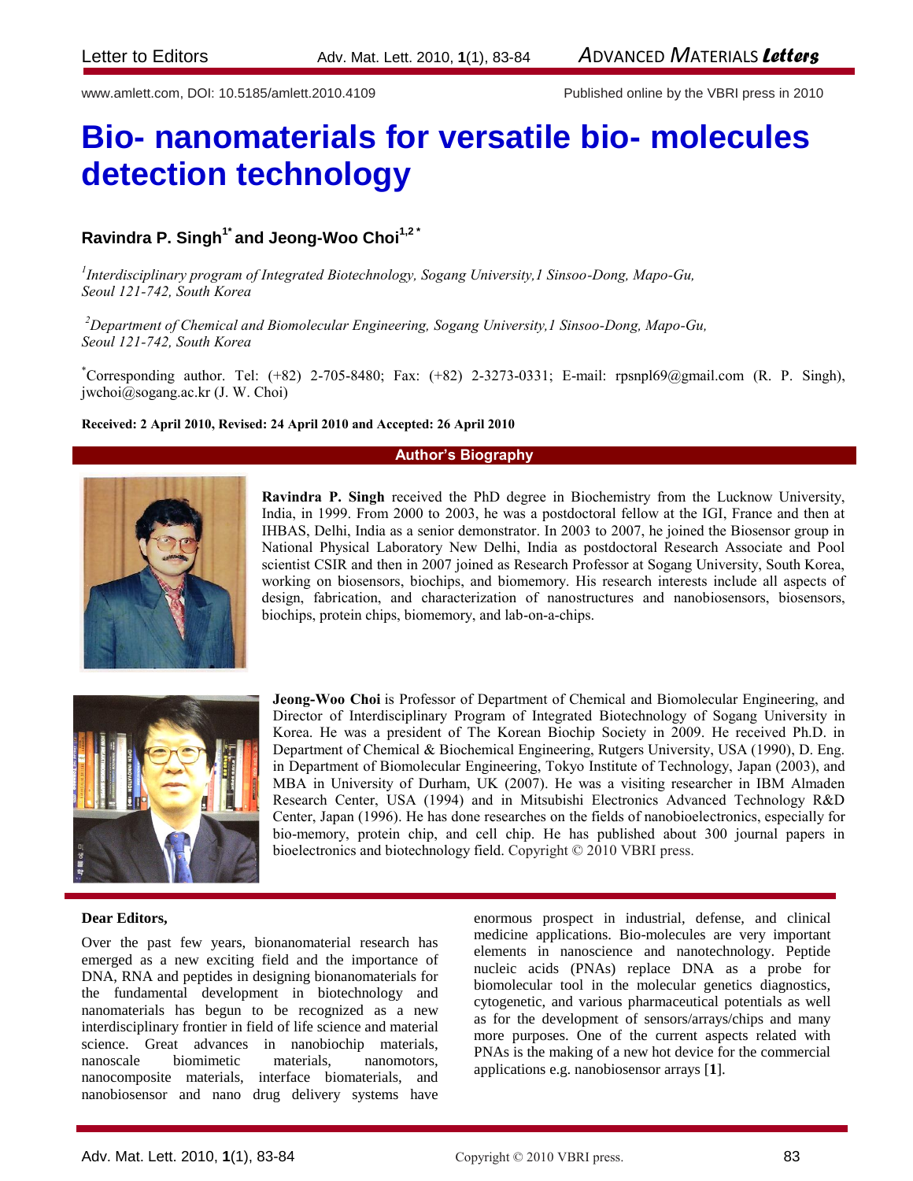# Bio- nanomaterials for versatile bio- molecules detection technology

**Ravindra P. Singh[1*] and Jeong-Woo Choi[1,2*]**

[1]*Interdisciplinary program of Integrated Biotechnology, Sogang University,1 Sinsoo-Dong, Mapo-Gu, Seoul 121-742, South Korea*

[2]*Department of Chemical and Biomolecular Engineering, Sogang University,1 Sinsoo-Dong, Mapo-Gu, Seoul 121-742, South Korea*

[*]Corresponding author. Tel: (+82) 2-705-8480; Fax: (+82) 2-3273-0331; E-mail: rpsnpl69@gmail.com (R. P. Singh), jwchoi@sogang.ac.kr (J. W. Choi)

**Received: 2 April 2010, Revised: 24 April 2010 and Accepted: 26 April 2010**

## Author's Biography

**Ravindra P. Singh** received the PhD degree in Biochemistry from the Lucknow University, India, in 1999. From 2000 to 2003, he was a postdoctoral fellow at the IGI, France and then at IHBAS, Delhi, India as a senior demonstrator. In 2003 to 2007, he joined the Biosensor group in National Physical Laboratory New Delhi, India as postdoctoral Research Associate and Pool scientist CSIR and then in 2007 joined as Research Professor at Sogang University, South Korea, working on biosensors, biochips, and biomemory. His research interests include all aspects of design, fabrication, and characterization of nanostructures and nanobiosensors, biosensors, biochips, protein chips, biomemory, and lab-on-a-chips.

**Jeong-Woo Choi** is Professor of Department of Chemical and Biomolecular Engineering, and Director of Interdisciplinary Program of Integrated Biotechnology of Sogang University in Korea. He was a president of The Korean Biochip Society in 2009. He received Ph.D. in Department of Chemical & Biochemical Engineering, Rutgers University, USA (1990), D. Eng. in Department of Biomolecular Engineering, Tokyo Institute of Technology, Japan (2003), and MBA in University of Durham, UK (2007). He was a visiting researcher in IBM Almaden Research Center, USA (1994) and in Mitsubishi Electronics Advanced Technology R&D Center, Japan (1996). He has done researches on the fields of nanobioelectronics, especially for bio-memory, protein chip, and cell chip. He has published about 300 journal papers in bioelectronics and biotechnology field. Copyright © 2010 VBRI press.

**Dear Editors,**

Over the past few years, bionanomaterial research has emerged as a new exciting field and the importance of DNA, RNA and peptides in designing bionanomaterials for the fundamental development in biotechnology and nanomaterials has begun to be recognized as a new interdisciplinary frontier in field of life science and material science. Great advances in nanobiochip materials, nanoscale biomimetic materials, nanomotors, nanocomposite materials, interface biomaterials, and nanobiosensor and nano drug delivery systems have enormous prospect in industrial, defense, and clinical medicine applications. Bio-molecules are very important elements in nanoscience and nanotechnology. Peptide nucleic acids (PNAs) replace DNA as a probe for biomolecular tool in the molecular genetics diagnostics, cytogenetic, and various pharmaceutical potentials as well as for the development of sensors/arrays/chips and many more purposes. One of the current aspects related with PNAs is the making of a new hot device for the commercial applications e.g. nanobiosensor arrays [**1**].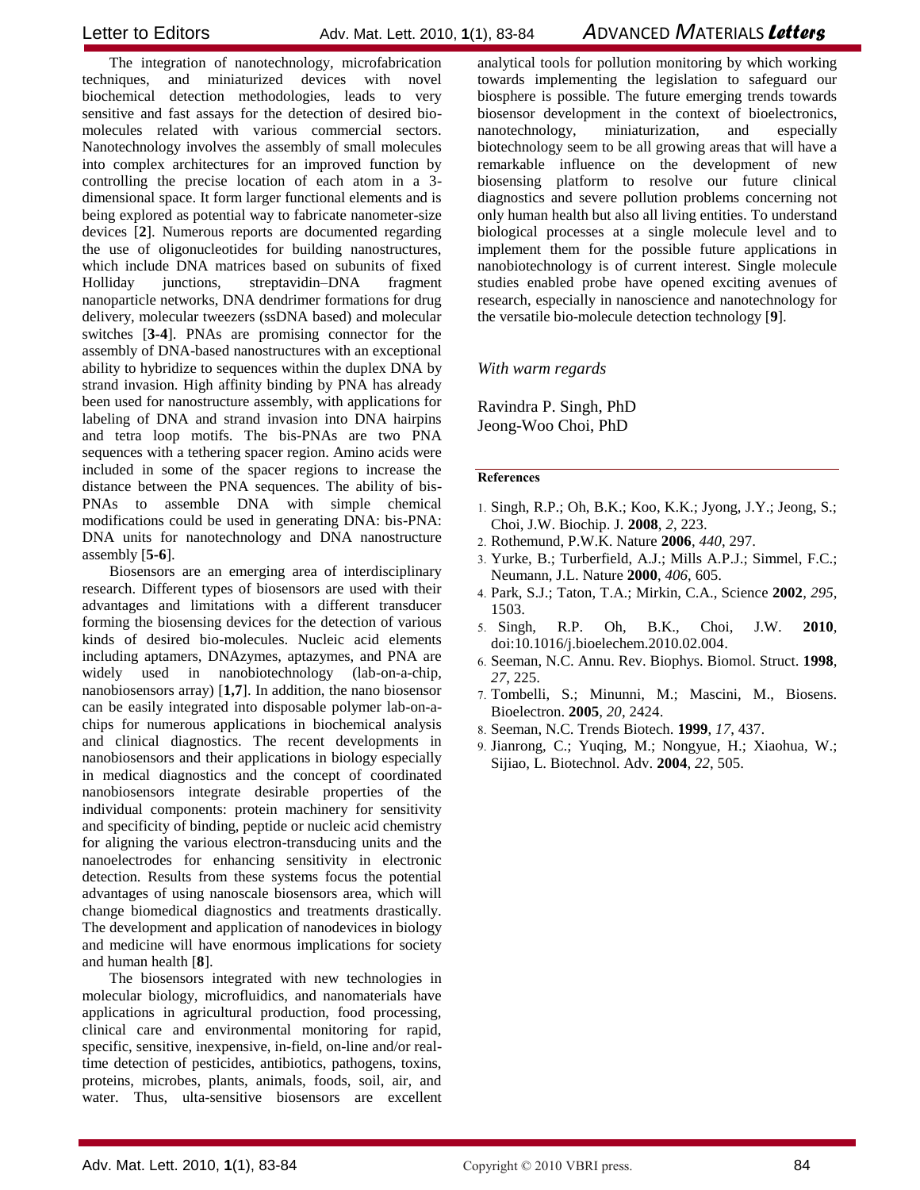The integration of nanotechnology, microfabrication techniques, and miniaturized devices with novel biochemical detection methodologies, leads to very sensitive and fast assays for the detection of desired bio-molecules related with various commercial sectors. Nanotechnology involves the assembly of small molecules into complex architectures for an improved function by controlling the precise location of each atom in a 3-dimensional space. It form larger functional elements and is being explored as potential way to fabricate nanometer-size devices [**2**]. Numerous reports are documented regarding the use of oligonucleotides for building nanostructures, which include DNA matrices based on subunits of fixed Holliday junctions, streptavidin–DNA fragment nanoparticle networks, DNA dendrimer formations for drug delivery, molecular tweezers (ssDNA based) and molecular switches [**3-4**]. PNAs are promising connector for the assembly of DNA-based nanostructures with an exceptional ability to hybridize to sequences within the duplex DNA by strand invasion. High affinity binding by PNA has already been used for nanostructure assembly, with applications for labeling of DNA and strand invasion into DNA hairpins and tetra loop motifs. The bis-PNAs are two PNA sequences with a tethering spacer region. Amino acids were included in some of the spacer regions to increase the distance between the PNA sequences. The ability of bis-PNAs to assemble DNA with simple chemical modifications could be used in generating DNA: bis-PNA: DNA units for nanotechnology and DNA nanostructure assembly [**5-6**].

Biosensors are an emerging area of interdisciplinary research. Different types of biosensors are used with their advantages and limitations with a different transducer forming the biosensing devices for the detection of various kinds of desired bio-molecules. Nucleic acid elements including aptamers, DNAzymes, aptazymes, and PNA are widely used in nanobiotechnology (lab-on-a-chip, nanobiosensors array) [**1,7**]. In addition, the nano biosensor can be easily integrated into disposable polymer lab-on-a-chips for numerous applications in biochemical analysis and clinical diagnostics. The recent developments in nanobiosensors and their applications in biology especially in medical diagnostics and the concept of coordinated nanobiosensors integrate desirable properties of the individual components: protein machinery for sensitivity and specificity of binding, peptide or nucleic acid chemistry for aligning the various electron-transducing units and the nanoelectrodes for enhancing sensitivity in electronic detection. Results from these systems focus the potential advantages of using nanoscale biosensors area, which will change biomedical diagnostics and treatments drastically. The development and application of nanodevices in biology and medicine will have enormous implications for society and human health [**8**].

The biosensors integrated with new technologies in molecular biology, microfluidics, and nanomaterials have applications in agricultural production, food processing, clinical care and environmental monitoring for rapid, specific, sensitive, inexpensive, in-field, on-line and/or real-time detection of pesticides, antibiotics, pathogens, toxins, proteins, microbes, plants, animals, foods, soil, air, and water. Thus, ulta-sensitive biosensors are excellent analytical tools for pollution monitoring by which working towards implementing the legislation to safeguard our biosphere is possible. The future emerging trends towards biosensor development in the context of bioelectronics, nanotechnology, miniaturization, and especially biotechnology seem to be all growing areas that will have a remarkable influence on the development of new biosensing platform to resolve our future clinical diagnostics and severe pollution problems concerning not only human health but also all living entities. To understand biological processes at a single molecule level and to implement them for the possible future applications in nanobiotechnology is of current interest. Single molecule studies enabled probe have opened exciting avenues of research, especially in nanoscience and nanotechnology for the versatile bio-molecule detection technology [**9**].

*With warm regards*

Ravindra P. Singh, PhD
Jeong-Woo Choi, PhD

**References**

1. Singh, R.P.; Oh, B.K.; Koo, K.K.; Jyong, J.Y.; Jeong, S.; Choi, J.W. Biochip. J. **2008**, *2*, 223.
2. Rothemund, P.W.K. Nature **2006**, *440*, 297.
3. Yurke, B.; Turberfield, A.J.; Mills A.P.J.; Simmel, F.C.; Neumann, J.L. Nature **2000**, *406*, 605.
4. Park, S.J.; Taton, T.A.; Mirkin, C.A., Science **2002**, *295*, 1503.
5. Singh, R.P. Oh, B.K., Choi, J.W. **2010**, doi:10.1016/j.bioelechem.2010.02.004.
6. Seeman, N.C. Annu. Rev. Biophys. Biomol. Struct. **1998**, *27*, 225.
7. Tombelli, S.; Minunni, M.; Mascini, M., Biosens. Bioelectron. **2005**, *20*, 2424.
8. Seeman, N.C. Trends Biotech. **1999**, *17*, 437.
9. Jianrong, C.; Yuqing, M.; Nongyue, H.; Xiaohua, W.; Sijiao, L. Biotechnol. Adv. **2004**, *22*, 505.